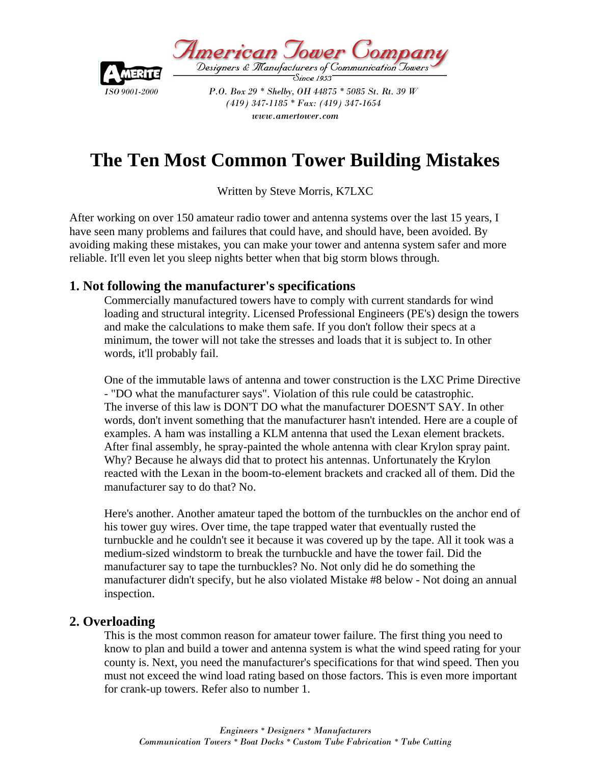American Tower Company

Designers & Manufacturers of Communication Towers

Since 1953

AMERITE

ISO 9001-2000

P.O. Box 29 * Shelby, OH 44875 * 5085 St. Rt. 39 W
(419) 347-1185 * Fax: (419) 347-1654
www.amertower.com

# The Ten Most Common Tower Building Mistakes

Written by Steve Morris, K7LXC

After working on over 150 amateur radio tower and antenna systems over the last 15 years, I have seen many problems and failures that could have, and should have, been avoided. By avoiding making these mistakes, you can make your tower and antenna system safer and more reliable. It'll even let you sleep nights better when that big storm blows through.

## 1. Not following the manufacturer's specifications

Commercially manufactured towers have to comply with current standards for wind loading and structural integrity. Licensed Professional Engineers (PE's) design the towers and make the calculations to make them safe. If you don't follow their specs at a minimum, the tower will not take the stresses and loads that it is subject to. In other words, it'll probably fail.

One of the immutable laws of antenna and tower construction is the LXC Prime Directive - "DO what the manufacturer says". Violation of this rule could be catastrophic. The inverse of this law is DON'T DO what the manufacturer DOESN'T SAY. In other words, don't invent something that the manufacturer hasn't intended. Here are a couple of examples. A ham was installing a KLM antenna that used the Lexan element brackets. After final assembly, he spray-painted the whole antenna with clear Krylon spray paint. Why? Because he always did that to protect his antennas. Unfortunately the Krylon reacted with the Lexan in the boom-to-element brackets and cracked all of them. Did the manufacturer say to do that? No.

Here's another. Another amateur taped the bottom of the turnbuckles on the anchor end of his tower guy wires. Over time, the tape trapped water that eventually rusted the turnbuckle and he couldn't see it because it was covered up by the tape. All it took was a medium-sized windstorm to break the turnbuckle and have the tower fail. Did the manufacturer say to tape the turnbuckles? No. Not only did he do something the manufacturer didn't specify, but he also violated Mistake #8 below - Not doing an annual inspection.

## 2. Overloading

This is the most common reason for amateur tower failure. The first thing you need to know to plan and build a tower and antenna system is what the wind speed rating for your county is. Next, you need the manufacturer's specifications for that wind speed. Then you must not exceed the wind load rating based on those factors. This is even more important for crank-up towers. Refer also to number 1.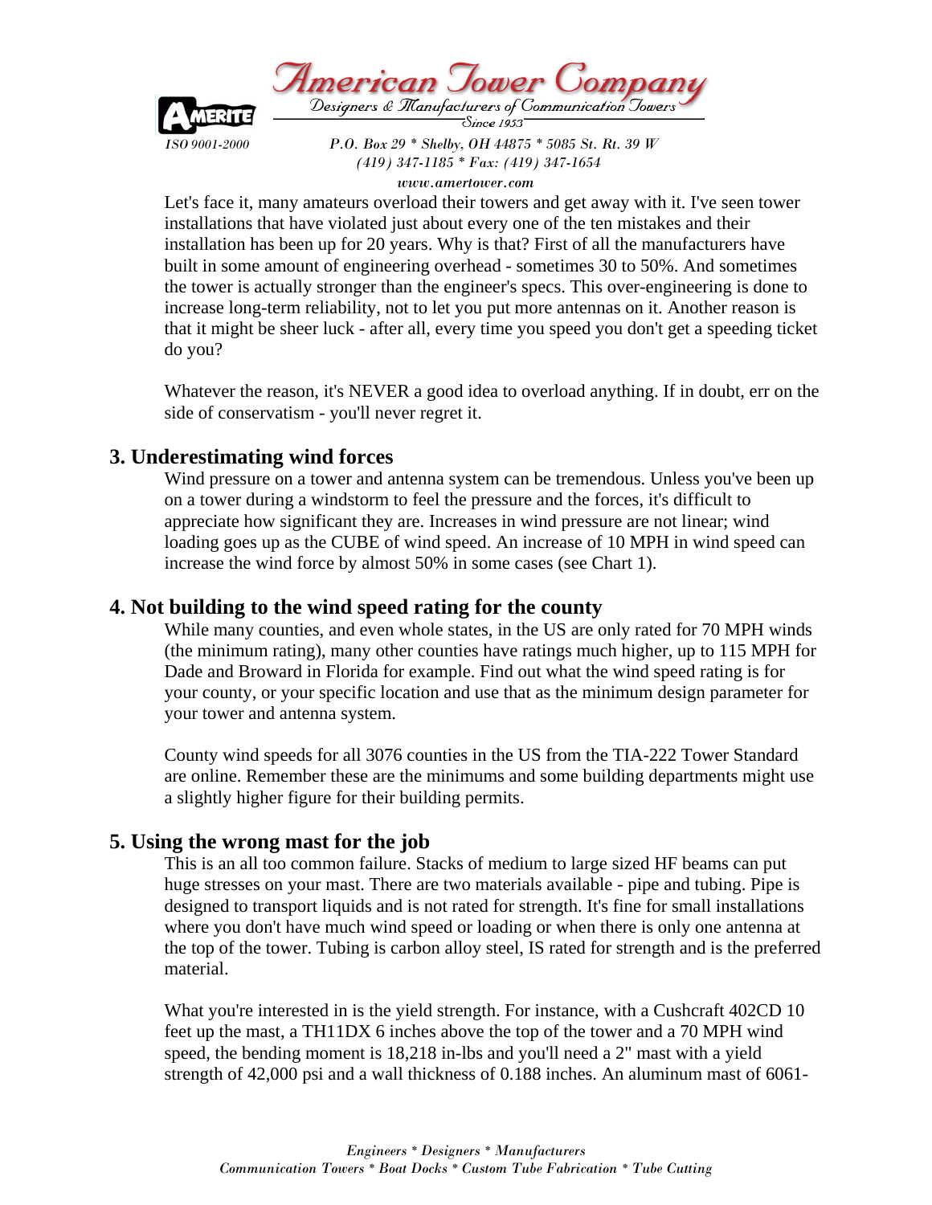Let's face it, many amateurs overload their towers and get away with it. I've seen tower installations that have violated just about every one of the ten mistakes and their installation has been up for 20 years. Why is that? First of all the manufacturers have built in some amount of engineering overhead - sometimes 30 to 50%. And sometimes the tower is actually stronger than the engineer's specs. This over-engineering is done to increase long-term reliability, not to let you put more antennas on it. Another reason is that it might be sheer luck - after all, every time you speed you don't get a speeding ticket do you?

Whatever the reason, it's NEVER a good idea to overload anything. If in doubt, err on the side of conservatism - you'll never regret it.

## 3. Underestimating wind forces

Wind pressure on a tower and antenna system can be tremendous. Unless you've been up on a tower during a windstorm to feel the pressure and the forces, it's difficult to appreciate how significant they are. Increases in wind pressure are not linear; wind loading goes up as the CUBE of wind speed. An increase of 10 MPH in wind speed can increase the wind force by almost 50% in some cases (see Chart 1).

## 4. Not building to the wind speed rating for the county

While many counties, and even whole states, in the US are only rated for 70 MPH winds (the minimum rating), many other counties have ratings much higher, up to 115 MPH for Dade and Broward in Florida for example. Find out what the wind speed rating is for your county, or your specific location and use that as the minimum design parameter for your tower and antenna system.

County wind speeds for all 3076 counties in the US from the TIA-222 Tower Standard are online. Remember these are the minimums and some building departments might use a slightly higher figure for their building permits.

## 5. Using the wrong mast for the job

This is an all too common failure. Stacks of medium to large sized HF beams can put huge stresses on your mast. There are two materials available - pipe and tubing. Pipe is designed to transport liquids and is not rated for strength. It's fine for small installations where you don't have much wind speed or loading or when there is only one antenna at the top of the tower. Tubing is carbon alloy steel, IS rated for strength and is the preferred material.

What you're interested in is the yield strength. For instance, with a Cushcraft 402CD 10 feet up the mast, a TH11DX 6 inches above the top of the tower and a 70 MPH wind speed, the bending moment is 18,218 in-lbs and you'll need a 2" mast with a yield strength of 42,000 psi and a wall thickness of 0.188 inches. An aluminum mast of 6061-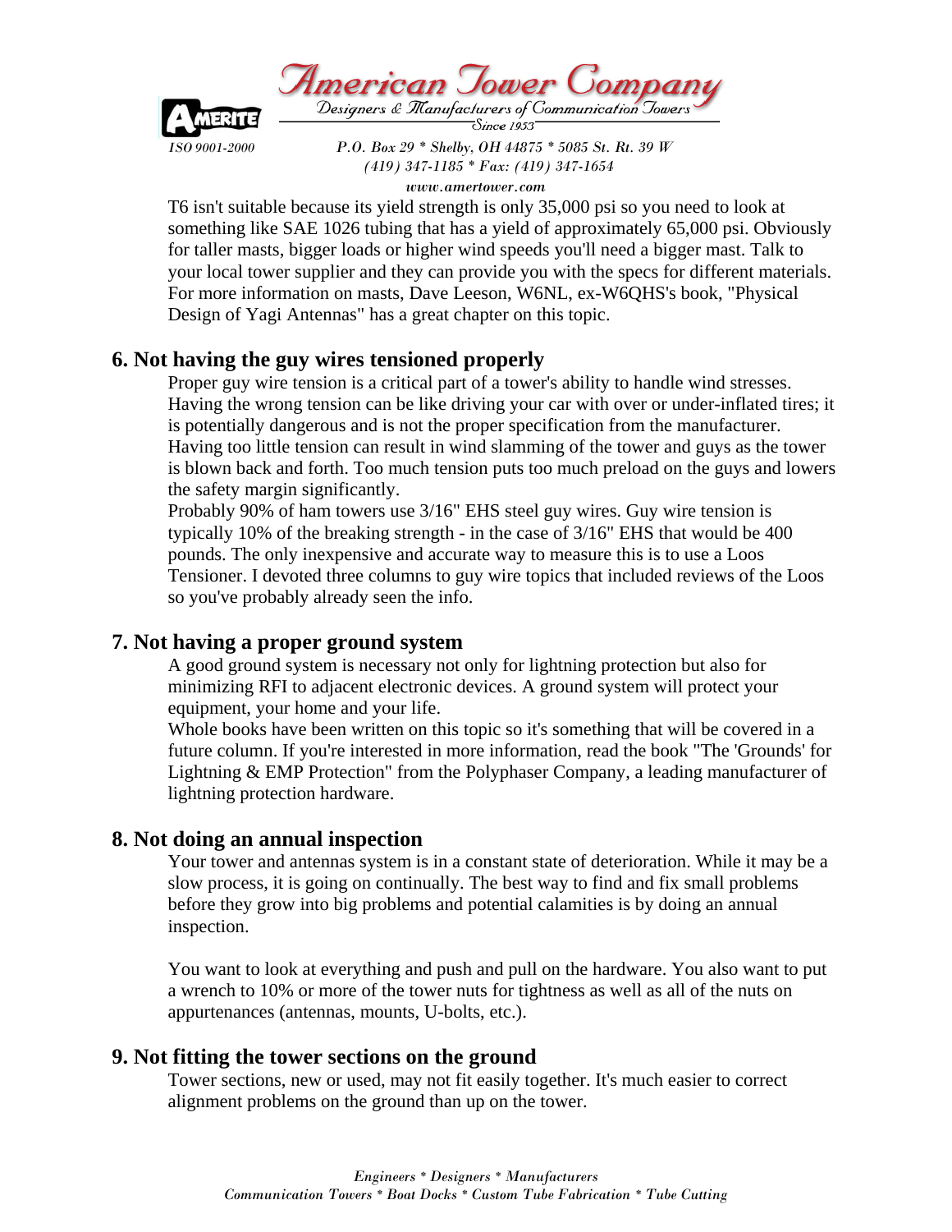T6 isn't suitable because its yield strength is only 35,000 psi so you need to look at something like SAE 1026 tubing that has a yield of approximately 65,000 psi. Obviously for taller masts, bigger loads or higher wind speeds you'll need a bigger mast. Talk to your local tower supplier and they can provide you with the specs for different materials. For more information on masts, Dave Leeson, W6NL, ex-W6QHS's book, "Physical Design of Yagi Antennas" has a great chapter on this topic.

## 6. Not having the guy wires tensioned properly

Proper guy wire tension is a critical part of a tower's ability to handle wind stresses. Having the wrong tension can be like driving your car with over or under-inflated tires; it is potentially dangerous and is not the proper specification from the manufacturer. Having too little tension can result in wind slamming of the tower and guys as the tower is blown back and forth. Too much tension puts too much preload on the guys and lowers the safety margin significantly.

Probably 90% of ham towers use 3/16" EHS steel guy wires. Guy wire tension is typically 10% of the breaking strength - in the case of 3/16" EHS that would be 400 pounds. The only inexpensive and accurate way to measure this is to use a Loos Tensioner. I devoted three columns to guy wire topics that included reviews of the Loos so you've probably already seen the info.

## 7. Not having a proper ground system

A good ground system is necessary not only for lightning protection but also for minimizing RFI to adjacent electronic devices. A ground system will protect your equipment, your home and your life.

Whole books have been written on this topic so it's something that will be covered in a future column. If you're interested in more information, read the book "The 'Grounds' for Lightning & EMP Protection" from the Polyphaser Company, a leading manufacturer of lightning protection hardware.

## 8. Not doing an annual inspection

Your tower and antennas system is in a constant state of deterioration. While it may be a slow process, it is going on continually. The best way to find and fix small problems before they grow into big problems and potential calamities is by doing an annual inspection.

You want to look at everything and push and pull on the hardware. You also want to put a wrench to 10% or more of the tower nuts for tightness as well as all of the nuts on appurtenances (antennas, mounts, U-bolts, etc.).

## 9. Not fitting the tower sections on the ground

Tower sections, new or used, may not fit easily together. It's much easier to correct alignment problems on the ground than up on the tower.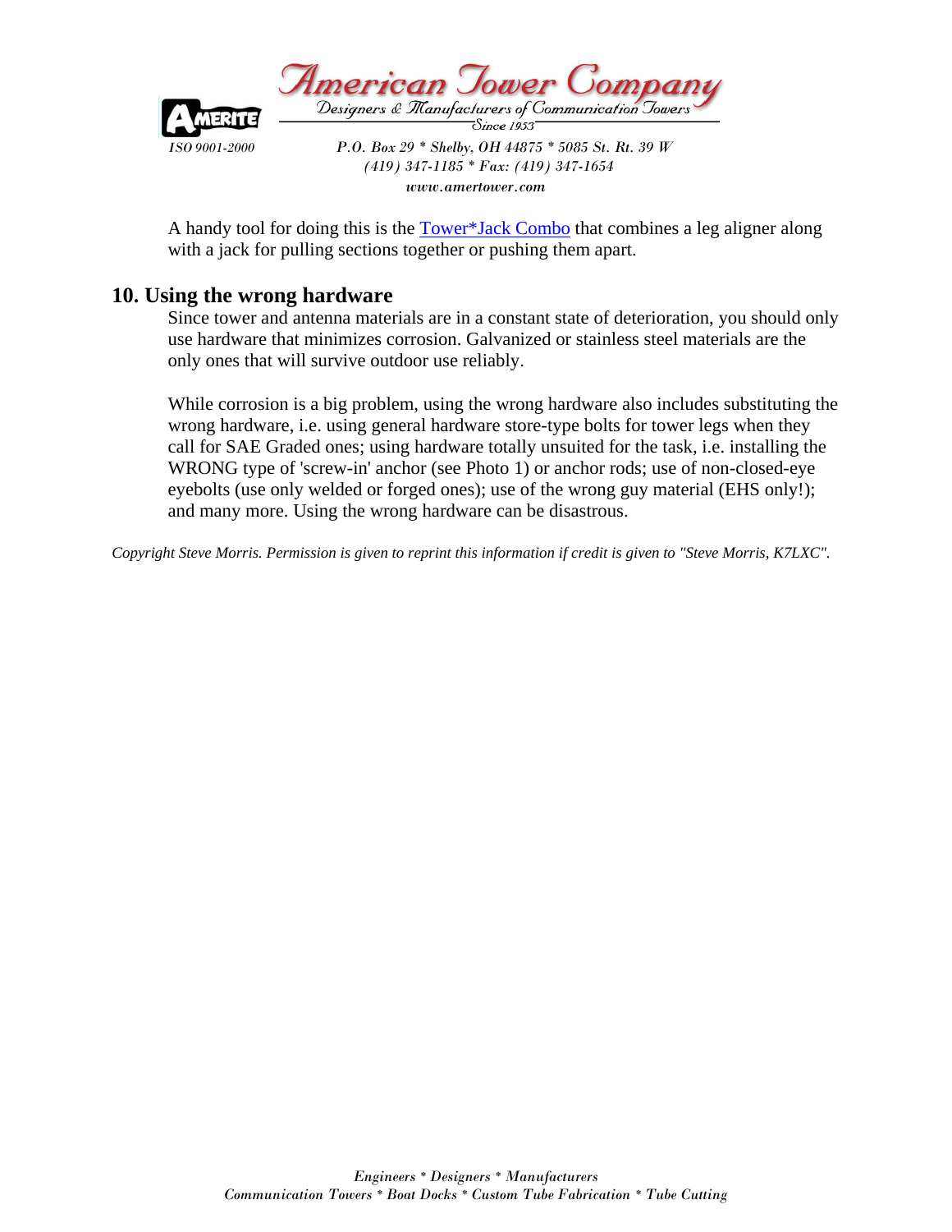A handy tool for doing this is the Tower*Jack Combo that combines a leg aligner along with a jack for pulling sections together or pushing them apart.

## 10. Using the wrong hardware

Since tower and antenna materials are in a constant state of deterioration, you should only use hardware that minimizes corrosion. Galvanized or stainless steel materials are the only ones that will survive outdoor use reliably.

While corrosion is a big problem, using the wrong hardware also includes substituting the wrong hardware, i.e. using general hardware store-type bolts for tower legs when they call for SAE Graded ones; using hardware totally unsuited for the task, i.e. installing the WRONG type of 'screw-in' anchor (see Photo 1) or anchor rods; use of non-closed-eye eyebolts (use only welded or forged ones); use of the wrong guy material (EHS only!); and many more. Using the wrong hardware can be disastrous.

*Copyright Steve Morris. Permission is given to reprint this information if credit is given to "Steve Morris, K7LXC".*